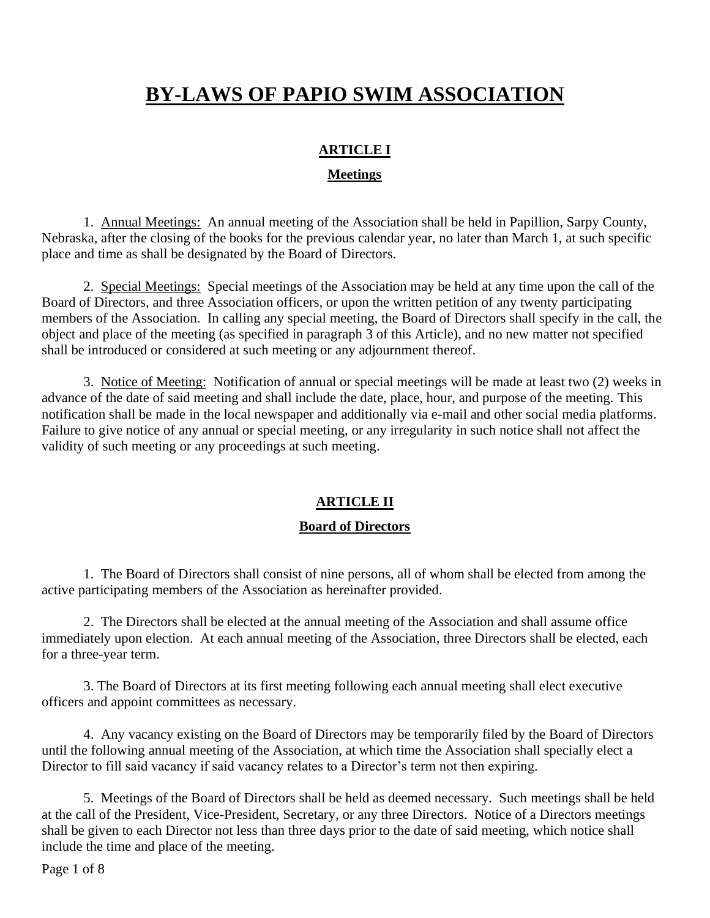# BY-LAWS OF PAPIO SWIM ASSOCIATION

## ARTICLE I

### Meetings

1. Annual Meetings: An annual meeting of the Association shall be held in Papillion, Sarpy County, Nebraska, after the closing of the books for the previous calendar year, no later than March 1, at such specific place and time as shall be designated by the Board of Directors.

2. Special Meetings: Special meetings of the Association may be held at any time upon the call of the Board of Directors, and three Association officers, or upon the written petition of any twenty participating members of the Association. In calling any special meeting, the Board of Directors shall specify in the call, the object and place of the meeting (as specified in paragraph 3 of this Article), and no new matter not specified shall be introduced or considered at such meeting or any adjournment thereof.

3. Notice of Meeting: Notification of annual or special meetings will be made at least two (2) weeks in advance of the date of said meeting and shall include the date, place, hour, and purpose of the meeting. This notification shall be made in the local newspaper and additionally via e-mail and other social media platforms. Failure to give notice of any annual or special meeting, or any irregularity in such notice shall not affect the validity of such meeting or any proceedings at such meeting.

## ARTICLE II

### Board of Directors

1. The Board of Directors shall consist of nine persons, all of whom shall be elected from among the active participating members of the Association as hereinafter provided.

2. The Directors shall be elected at the annual meeting of the Association and shall assume office immediately upon election. At each annual meeting of the Association, three Directors shall be elected, each for a three-year term.

3. The Board of Directors at its first meeting following each annual meeting shall elect executive officers and appoint committees as necessary.

4. Any vacancy existing on the Board of Directors may be temporarily filed by the Board of Directors until the following annual meeting of the Association, at which time the Association shall specially elect a Director to fill said vacancy if said vacancy relates to a Director's term not then expiring.

5. Meetings of the Board of Directors shall be held as deemed necessary. Such meetings shall be held at the call of the President, Vice-President, Secretary, or any three Directors. Notice of a Directors meetings shall be given to each Director not less than three days prior to the date of said meeting, which notice shall include the time and place of the meeting.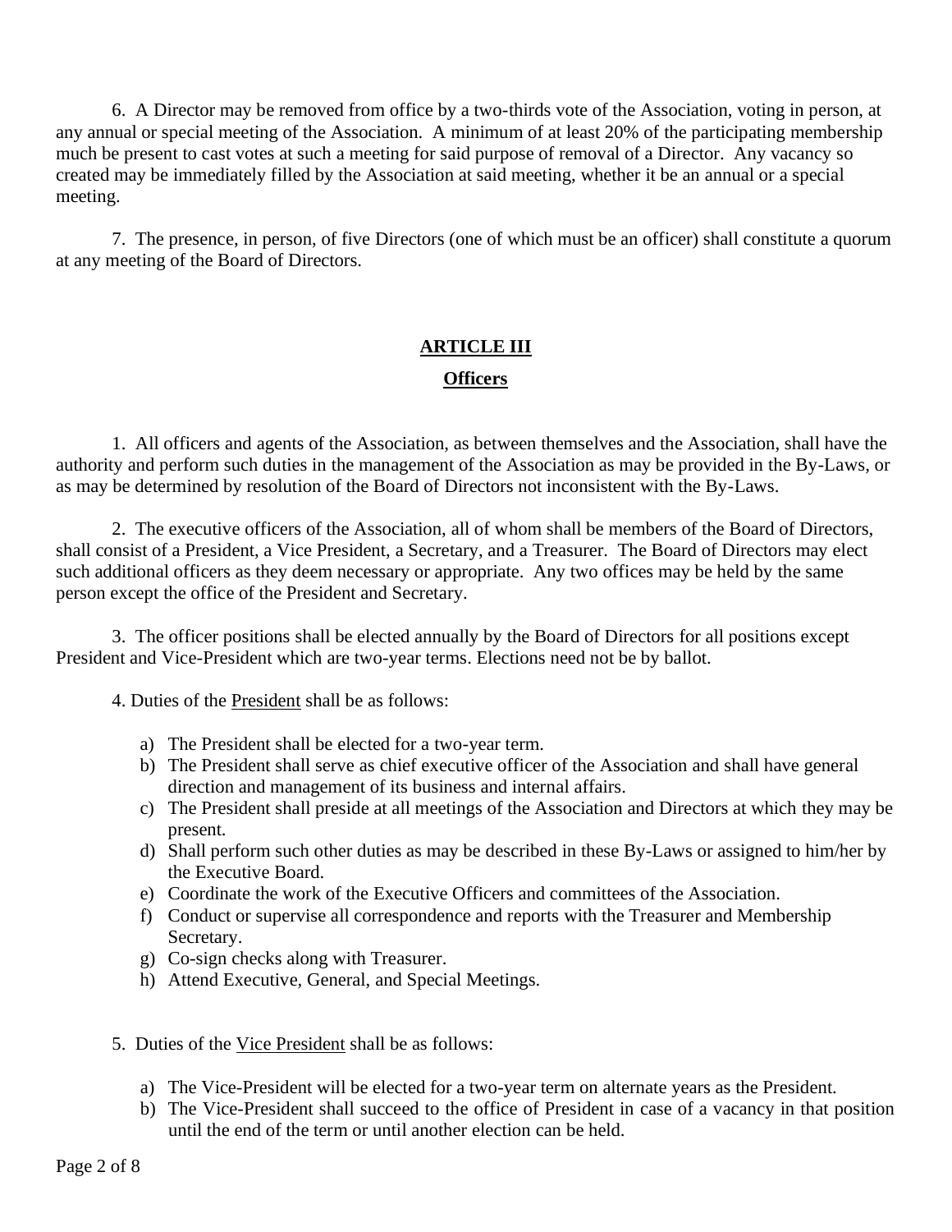6. A Director may be removed from office by a two-thirds vote of the Association, voting in person, at any annual or special meeting of the Association. A minimum of at least 20% of the participating membership much be present to cast votes at such a meeting for said purpose of removal of a Director. Any vacancy so created may be immediately filled by the Association at said meeting, whether it be an annual or a special meeting.

7. The presence, in person, of five Directors (one of which must be an officer) shall constitute a quorum at any meeting of the Board of Directors.

## ARTICLE III

## Officers

1. All officers and agents of the Association, as between themselves and the Association, shall have the authority and perform such duties in the management of the Association as may be provided in the By-Laws, or as may be determined by resolution of the Board of Directors not inconsistent with the By-Laws.

2. The executive officers of the Association, all of whom shall be members of the Board of Directors, shall consist of a President, a Vice President, a Secretary, and a Treasurer. The Board of Directors may elect such additional officers as they deem necessary or appropriate. Any two offices may be held by the same person except the office of the President and Secretary.

3. The officer positions shall be elected annually by the Board of Directors for all positions except President and Vice-President which are two-year terms. Elections need not be by ballot.

4. Duties of the President shall be as follows:

a) The President shall be elected for a two-year term.
b) The President shall serve as chief executive officer of the Association and shall have general direction and management of its business and internal affairs.
c) The President shall preside at all meetings of the Association and Directors at which they may be present.
d) Shall perform such other duties as may be described in these By-Laws or assigned to him/her by the Executive Board.
e) Coordinate the work of the Executive Officers and committees of the Association.
f) Conduct or supervise all correspondence and reports with the Treasurer and Membership Secretary.
g) Co-sign checks along with Treasurer.
h) Attend Executive, General, and Special Meetings.

5. Duties of the Vice President shall be as follows:

a) The Vice-President will be elected for a two-year term on alternate years as the President.
b) The Vice-President shall succeed to the office of President in case of a vacancy in that position until the end of the term or until another election can be held.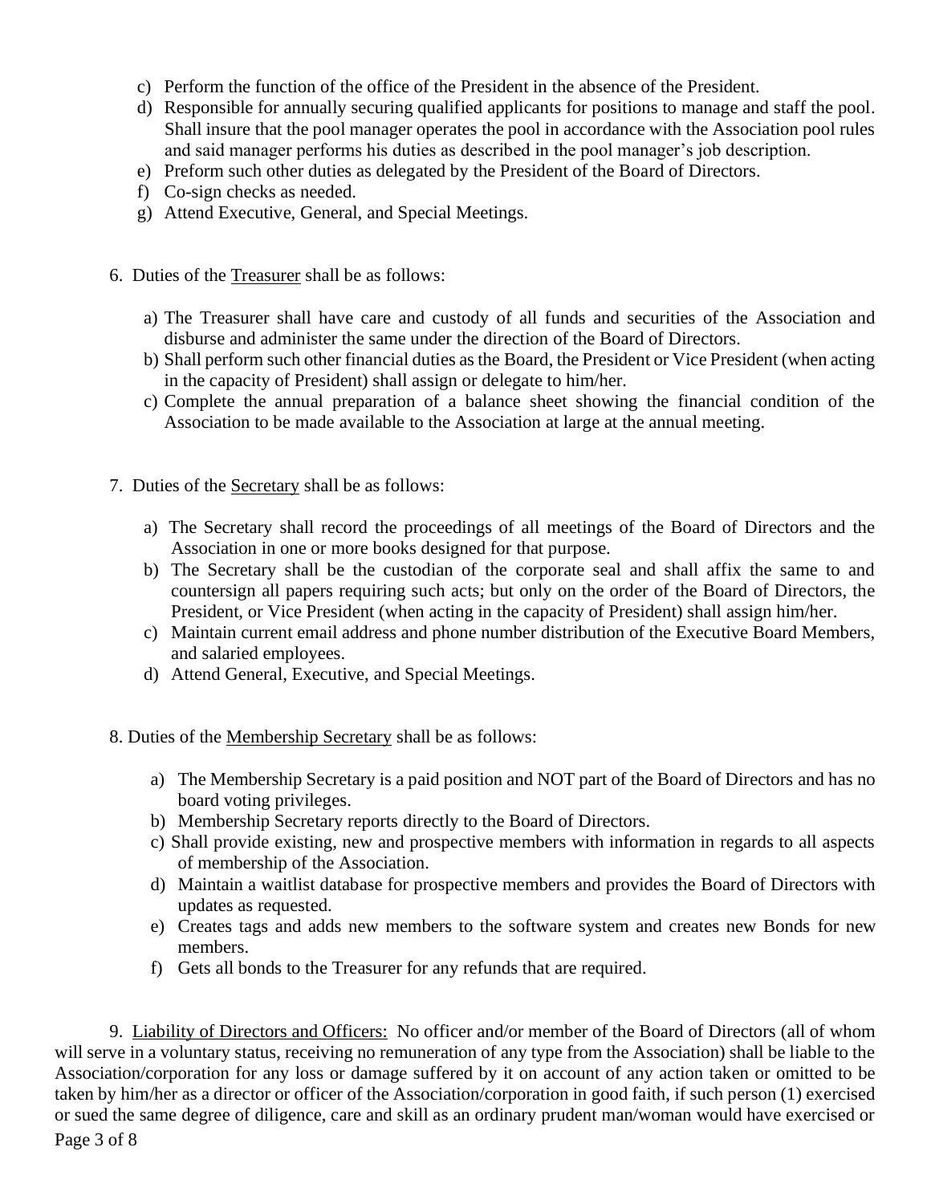c) Perform the function of the office of the President in the absence of the President.
d) Responsible for annually securing qualified applicants for positions to manage and staff the pool. Shall insure that the pool manager operates the pool in accordance with the Association pool rules and said manager performs his duties as described in the pool manager's job description.
e) Preform such other duties as delegated by the President of the Board of Directors.
f) Co-sign checks as needed.
g) Attend Executive, General, and Special Meetings.

6. Duties of the <u>Treasurer</u> shall be as follows:

a) The Treasurer shall have care and custody of all funds and securities of the Association and disburse and administer the same under the direction of the Board of Directors.
b) Shall perform such other financial duties as the Board, the President or Vice President (when acting in the capacity of President) shall assign or delegate to him/her.
c) Complete the annual preparation of a balance sheet showing the financial condition of the Association to be made available to the Association at large at the annual meeting.

7. Duties of the <u>Secretary</u> shall be as follows:

a) The Secretary shall record the proceedings of all meetings of the Board of Directors and the Association in one or more books designed for that purpose.
b) The Secretary shall be the custodian of the corporate seal and shall affix the same to and countersign all papers requiring such acts; but only on the order of the Board of Directors, the President, or Vice President (when acting in the capacity of President) shall assign him/her.
c) Maintain current email address and phone number distribution of the Executive Board Members, and salaried employees.
d) Attend General, Executive, and Special Meetings.

8. Duties of the <u>Membership Secretary</u> shall be as follows:

a) The Membership Secretary is a paid position and NOT part of the Board of Directors and has no board voting privileges.
b) Membership Secretary reports directly to the Board of Directors.
c) Shall provide existing, new and prospective members with information in regards to all aspects of membership of the Association.
d) Maintain a waitlist database for prospective members and provides the Board of Directors with updates as requested.
e) Creates tags and adds new members to the software system and creates new Bonds for new members.
f) Gets all bonds to the Treasurer for any refunds that are required.

9. <u>Liability of Directors and Officers:</u> No officer and/or member of the Board of Directors (all of whom will serve in a voluntary status, receiving no remuneration of any type from the Association) shall be liable to the Association/corporation for any loss or damage suffered by it on account of any action taken or omitted to be taken by him/her as a director or officer of the Association/corporation in good faith, if such person (1) exercised or sued the same degree of diligence, care and skill as an ordinary prudent man/woman would have exercised or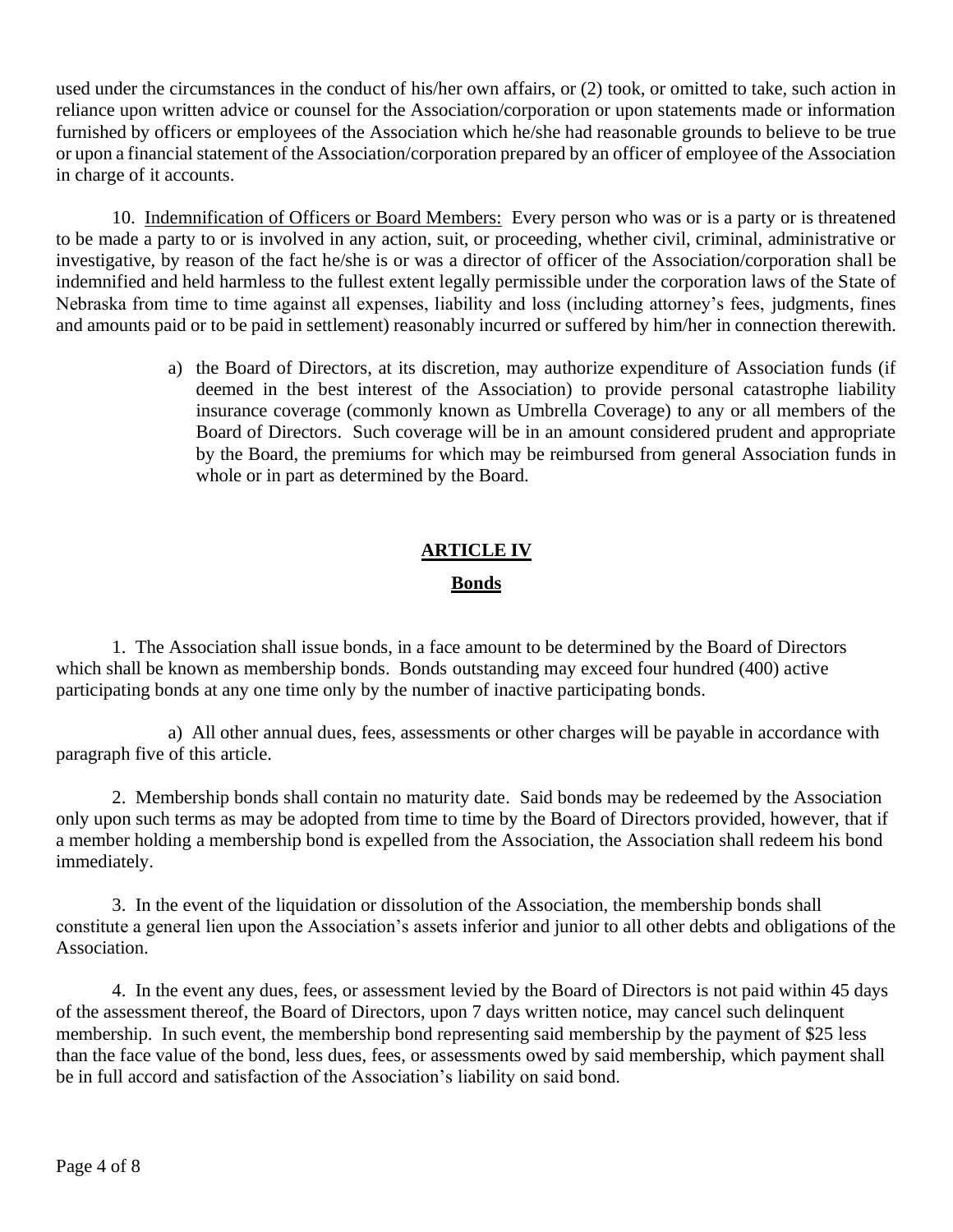used under the circumstances in the conduct of his/her own affairs, or (2) took, or omitted to take, such action in reliance upon written advice or counsel for the Association/corporation or upon statements made or information furnished by officers or employees of the Association which he/she had reasonable grounds to believe to be true or upon a financial statement of the Association/corporation prepared by an officer of employee of the Association in charge of it accounts.

10. Indemnification of Officers or Board Members: Every person who was or is a party or is threatened to be made a party to or is involved in any action, suit, or proceeding, whether civil, criminal, administrative or investigative, by reason of the fact he/she is or was a director of officer of the Association/corporation shall be indemnified and held harmless to the fullest extent legally permissible under the corporation laws of the State of Nebraska from time to time against all expenses, liability and loss (including attorney's fees, judgments, fines and amounts paid or to be paid in settlement) reasonably incurred or suffered by him/her in connection therewith.

> a) the Board of Directors, at its discretion, may authorize expenditure of Association funds (if deemed in the best interest of the Association) to provide personal catastrophe liability insurance coverage (commonly known as Umbrella Coverage) to any or all members of the Board of Directors. Such coverage will be in an amount considered prudent and appropriate by the Board, the premiums for which may be reimbursed from general Association funds in whole or in part as determined by the Board.

## ARTICLE IV

## Bonds

1. The Association shall issue bonds, in a face amount to be determined by the Board of Directors which shall be known as membership bonds. Bonds outstanding may exceed four hundred (400) active participating bonds at any one time only by the number of inactive participating bonds.

a) All other annual dues, fees, assessments or other charges will be payable in accordance with paragraph five of this article.

2. Membership bonds shall contain no maturity date. Said bonds may be redeemed by the Association only upon such terms as may be adopted from time to time by the Board of Directors provided, however, that if a member holding a membership bond is expelled from the Association, the Association shall redeem his bond immediately.

3. In the event of the liquidation or dissolution of the Association, the membership bonds shall constitute a general lien upon the Association's assets inferior and junior to all other debts and obligations of the Association.

4. In the event any dues, fees, or assessment levied by the Board of Directors is not paid within 45 days of the assessment thereof, the Board of Directors, upon 7 days written notice, may cancel such delinquent membership. In such event, the membership bond representing said membership by the payment of $25 less than the face value of the bond, less dues, fees, or assessments owed by said membership, which payment shall be in full accord and satisfaction of the Association's liability on said bond.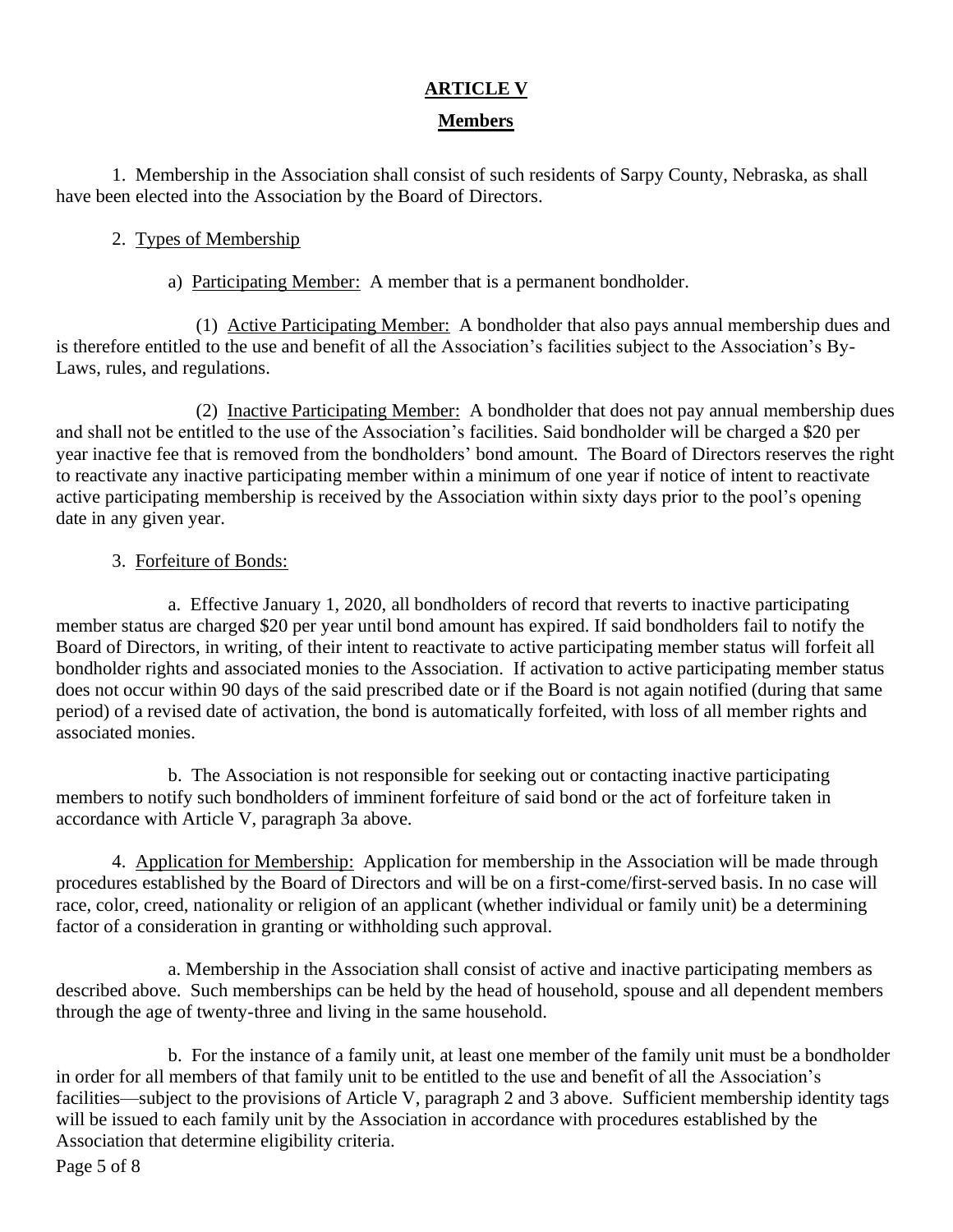# ARTICLE V

## Members

1. Membership in the Association shall consist of such residents of Sarpy County, Nebraska, as shall have been elected into the Association by the Board of Directors.

2. Types of Membership

   a) Participating Member: A member that is a permanent bondholder.

      (1) Active Participating Member: A bondholder that also pays annual membership dues and is therefore entitled to the use and benefit of all the Association's facilities subject to the Association's By-Laws, rules, and regulations.

      (2) Inactive Participating Member: A bondholder that does not pay annual membership dues and shall not be entitled to the use of the Association's facilities. Said bondholder will be charged a $20 per year inactive fee that is removed from the bondholders' bond amount. The Board of Directors reserves the right to reactivate any inactive participating member within a minimum of one year if notice of intent to reactivate active participating membership is received by the Association within sixty days prior to the pool's opening date in any given year.

3. Forfeiture of Bonds:

   a. Effective January 1, 2020, all bondholders of record that reverts to inactive participating member status are charged $20 per year until bond amount has expired. If said bondholders fail to notify the Board of Directors, in writing, of their intent to reactivate to active participating member status will forfeit all bondholder rights and associated monies to the Association. If activation to active participating member status does not occur within 90 days of the said prescribed date or if the Board is not again notified (during that same period) of a revised date of activation, the bond is automatically forfeited, with loss of all member rights and associated monies.

   b. The Association is not responsible for seeking out or contacting inactive participating members to notify such bondholders of imminent forfeiture of said bond or the act of forfeiture taken in accordance with Article V, paragraph 3a above.

4. Application for Membership: Application for membership in the Association will be made through procedures established by the Board of Directors and will be on a first-come/first-served basis. In no case will race, color, creed, nationality or religion of an applicant (whether individual or family unit) be a determining factor of a consideration in granting or withholding such approval.

   a. Membership in the Association shall consist of active and inactive participating members as described above. Such memberships can be held by the head of household, spouse and all dependent members through the age of twenty-three and living in the same household.

   b. For the instance of a family unit, at least one member of the family unit must be a bondholder in order for all members of that family unit to be entitled to the use and benefit of all the Association's facilities—subject to the provisions of Article V, paragraph 2 and 3 above. Sufficient membership identity tags will be issued to each family unit by the Association in accordance with procedures established by the Association that determine eligibility criteria.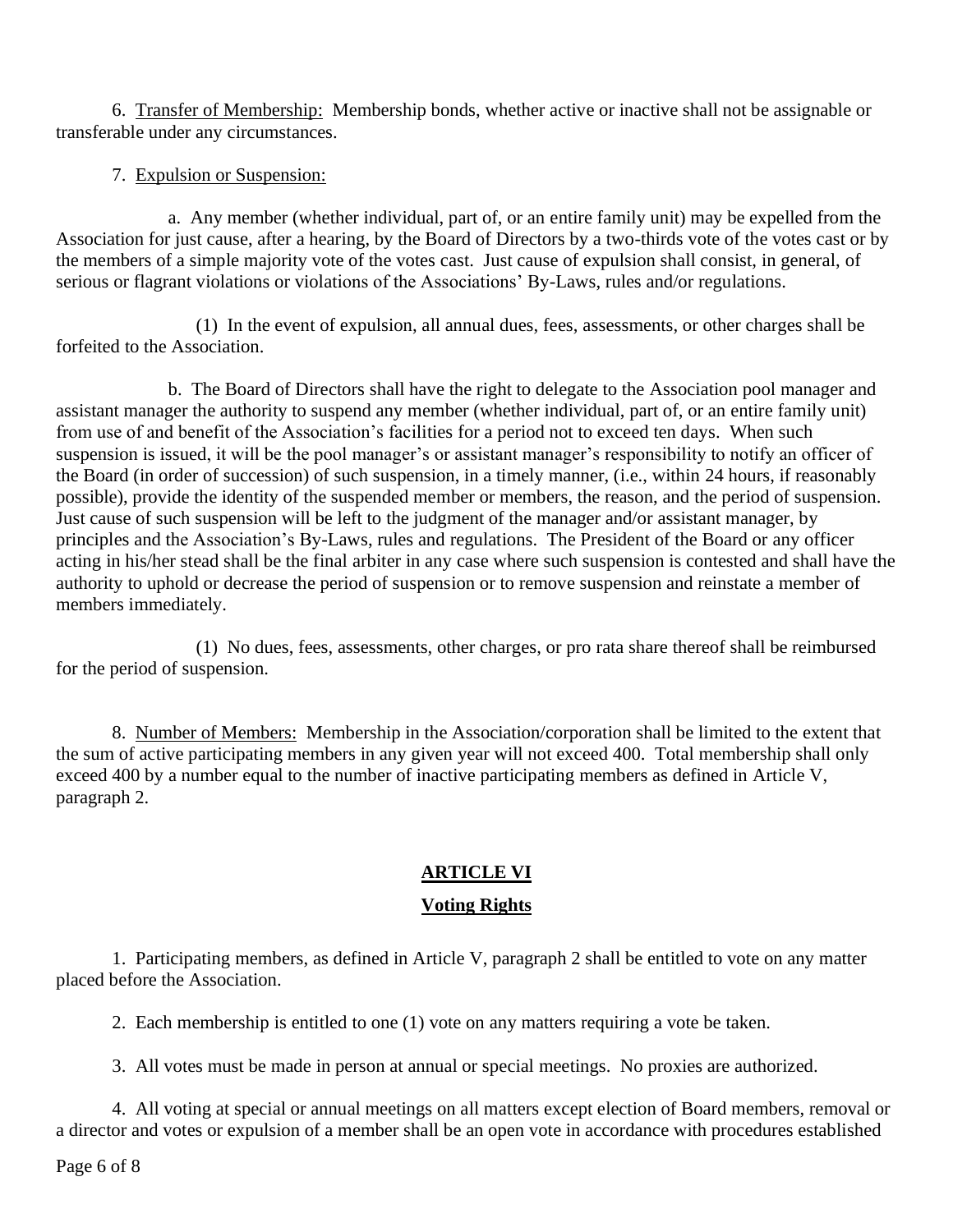6. Transfer of Membership: Membership bonds, whether active or inactive shall not be assignable or transferable under any circumstances.

7. Expulsion or Suspension:

a. Any member (whether individual, part of, or an entire family unit) may be expelled from the Association for just cause, after a hearing, by the Board of Directors by a two-thirds vote of the votes cast or by the members of a simple majority vote of the votes cast. Just cause of expulsion shall consist, in general, of serious or flagrant violations or violations of the Associations' By-Laws, rules and/or regulations.

(1) In the event of expulsion, all annual dues, fees, assessments, or other charges shall be forfeited to the Association.

b. The Board of Directors shall have the right to delegate to the Association pool manager and assistant manager the authority to suspend any member (whether individual, part of, or an entire family unit) from use of and benefit of the Association's facilities for a period not to exceed ten days. When such suspension is issued, it will be the pool manager's or assistant manager's responsibility to notify an officer of the Board (in order of succession) of such suspension, in a timely manner, (i.e., within 24 hours, if reasonably possible), provide the identity of the suspended member or members, the reason, and the period of suspension. Just cause of such suspension will be left to the judgment of the manager and/or assistant manager, by principles and the Association's By-Laws, rules and regulations. The President of the Board or any officer acting in his/her stead shall be the final arbiter in any case where such suspension is contested and shall have the authority to uphold or decrease the period of suspension or to remove suspension and reinstate a member of members immediately.

(1) No dues, fees, assessments, other charges, or pro rata share thereof shall be reimbursed for the period of suspension.

8. Number of Members: Membership in the Association/corporation shall be limited to the extent that the sum of active participating members in any given year will not exceed 400. Total membership shall only exceed 400 by a number equal to the number of inactive participating members as defined in Article V, paragraph 2.

## ARTICLE VI

## Voting Rights

1. Participating members, as defined in Article V, paragraph 2 shall be entitled to vote on any matter placed before the Association.

2. Each membership is entitled to one (1) vote on any matters requiring a vote be taken.

3. All votes must be made in person at annual or special meetings. No proxies are authorized.

4. All voting at special or annual meetings on all matters except election of Board members, removal or a director and votes or expulsion of a member shall be an open vote in accordance with procedures established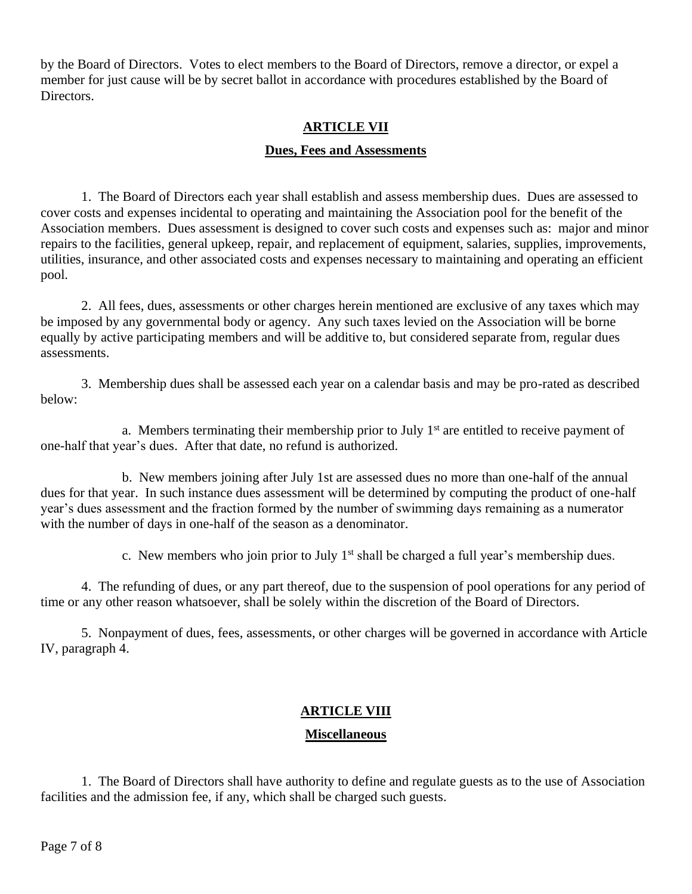by the Board of Directors. Votes to elect members to the Board of Directors, remove a director, or expel a member for just cause will be by secret ballot in accordance with procedures established by the Board of Directors.

## ARTICLE VII

## Dues, Fees and Assessments

1. The Board of Directors each year shall establish and assess membership dues. Dues are assessed to cover costs and expenses incidental to operating and maintaining the Association pool for the benefit of the Association members. Dues assessment is designed to cover such costs and expenses such as: major and minor repairs to the facilities, general upkeep, repair, and replacement of equipment, salaries, supplies, improvements, utilities, insurance, and other associated costs and expenses necessary to maintaining and operating an efficient pool.

2. All fees, dues, assessments or other charges herein mentioned are exclusive of any taxes which may be imposed by any governmental body or agency. Any such taxes levied on the Association will be borne equally by active participating members and will be additive to, but considered separate from, regular dues assessments.

3. Membership dues shall be assessed each year on a calendar basis and may be pro-rated as described below:

   a. Members terminating their membership prior to July 1st are entitled to receive payment of one-half that year's dues. After that date, no refund is authorized.

   b. New members joining after July 1st are assessed dues no more than one-half of the annual dues for that year. In such instance dues assessment will be determined by computing the product of one-half year's dues assessment and the fraction formed by the number of swimming days remaining as a numerator with the number of days in one-half of the season as a denominator.

   c. New members who join prior to July 1st shall be charged a full year's membership dues.

4. The refunding of dues, or any part thereof, due to the suspension of pool operations for any period of time or any other reason whatsoever, shall be solely within the discretion of the Board of Directors.

5. Nonpayment of dues, fees, assessments, or other charges will be governed in accordance with Article IV, paragraph 4.

## ARTICLE VIII

## Miscellaneous

1. The Board of Directors shall have authority to define and regulate guests as to the use of Association facilities and the admission fee, if any, which shall be charged such guests.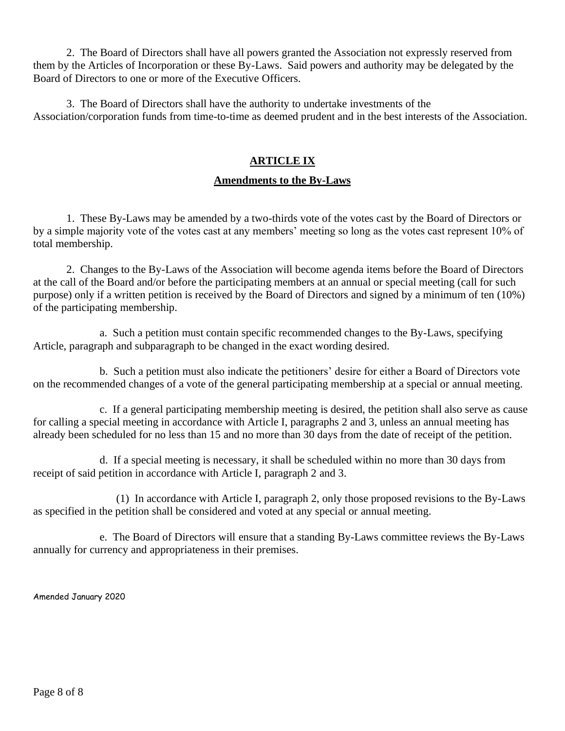2. The Board of Directors shall have all powers granted the Association not expressly reserved from them by the Articles of Incorporation or these By-Laws. Said powers and authority may be delegated by the Board of Directors to one or more of the Executive Officers.

3. The Board of Directors shall have the authority to undertake investments of the Association/corporation funds from time-to-time as deemed prudent and in the best interests of the Association.

## ARTICLE IX

### Amendments to the By-Laws

1. These By-Laws may be amended by a two-thirds vote of the votes cast by the Board of Directors or by a simple majority vote of the votes cast at any members' meeting so long as the votes cast represent 10% of total membership.

2. Changes to the By-Laws of the Association will become agenda items before the Board of Directors at the call of the Board and/or before the participating members at an annual or special meeting (call for such purpose) only if a written petition is received by the Board of Directors and signed by a minimum of ten (10%) of the participating membership.

a. Such a petition must contain specific recommended changes to the By-Laws, specifying Article, paragraph and subparagraph to be changed in the exact wording desired.

b. Such a petition must also indicate the petitioners' desire for either a Board of Directors vote on the recommended changes of a vote of the general participating membership at a special or annual meeting.

c. If a general participating membership meeting is desired, the petition shall also serve as cause for calling a special meeting in accordance with Article I, paragraphs 2 and 3, unless an annual meeting has already been scheduled for no less than 15 and no more than 30 days from the date of receipt of the petition.

d. If a special meeting is necessary, it shall be scheduled within no more than 30 days from receipt of said petition in accordance with Article I, paragraph 2 and 3.

(1) In accordance with Article I, paragraph 2, only those proposed revisions to the By-Laws as specified in the petition shall be considered and voted at any special or annual meeting.

e. The Board of Directors will ensure that a standing By-Laws committee reviews the By-Laws annually for currency and appropriateness in their premises.

Amended January 2020